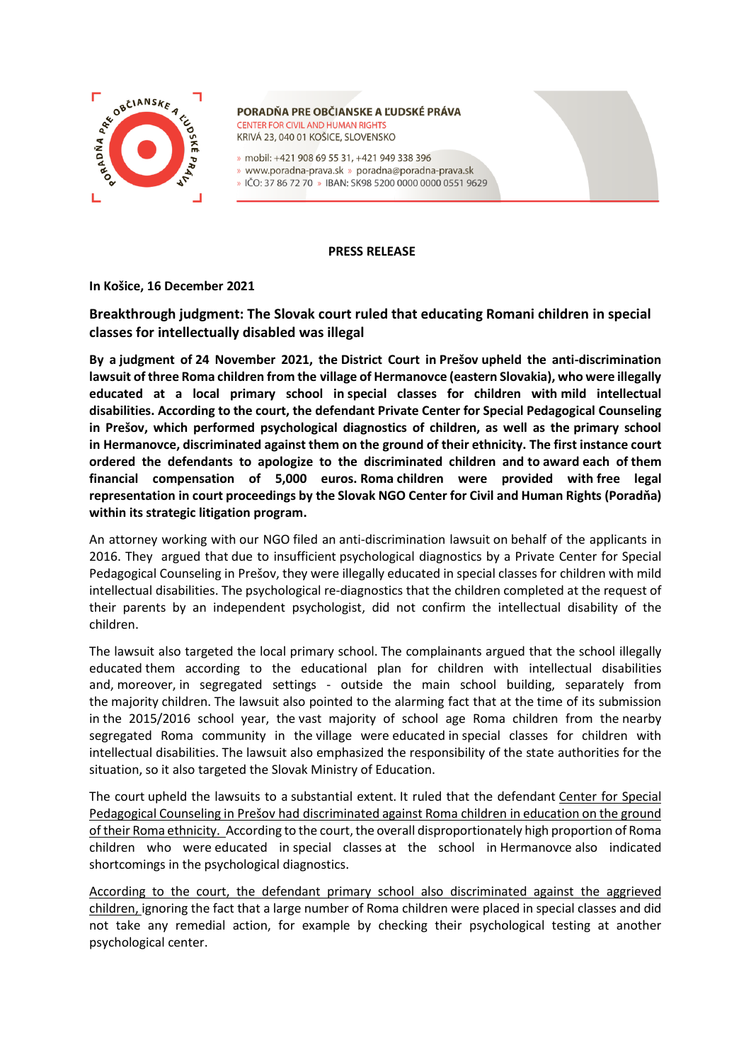**PORADŇA PRE OBČIANSKE A ĽUDSKÉ PRÁVA**
CENTER FOR CIVIL AND HUMAN RIGHTS
KRIVÁ 23, 040 01 KOŠICE, SLOVENSKO

» mobil: +421 908 69 55 31, +421 949 338 396
» www.poradna-prava.sk » poradna@poradna-prava.sk
» IČO: 37 86 72 70 » IBAN: SK98 5200 0000 0000 0551 9629

**PRESS RELEASE**

**In Košice, 16 December 2021**

## Breakthrough judgment: The Slovak court ruled that educating Romani children in special classes for intellectually disabled was illegal

**By a judgment of 24 November 2021, the District Court in Prešov upheld the anti-discrimination lawsuit of three Roma children from the village of Hermanovce (eastern Slovakia), who were illegally educated at a local primary school in special classes for children with mild intellectual disabilities. According to the court, the defendant Private Center for Special Pedagogical Counseling in Prešov, which performed psychological diagnostics of children, as well as the primary school in Hermanovce, discriminated against them on the ground of their ethnicity. The first instance court ordered the defendants to apologize to the discriminated children and to award each of them financial compensation of 5,000 euros. Roma children were provided with free legal representation in court proceedings by the Slovak NGO Center for Civil and Human Rights (Poradňa) within its strategic litigation program.**

An attorney working with our NGO filed an anti-discrimination lawsuit on behalf of the applicants in 2016. They argued that due to insufficient psychological diagnostics by a Private Center for Special Pedagogical Counseling in Prešov, they were illegally educated in special classes for children with mild intellectual disabilities. The psychological re-diagnostics that the children completed at the request of their parents by an independent psychologist, did not confirm the intellectual disability of the children.

The lawsuit also targeted the local primary school. The complainants argued that the school illegally educated them according to the educational plan for children with intellectual disabilities and, moreover, in segregated settings - outside the main school building, separately from the majority children. The lawsuit also pointed to the alarming fact that at the time of its submission in the 2015/2016 school year, the vast majority of school age Roma children from the nearby segregated Roma community in the village were educated in special classes for children with intellectual disabilities. The lawsuit also emphasized the responsibility of the state authorities for the situation, so it also targeted the Slovak Ministry of Education.

The court upheld the lawsuits to a substantial extent. It ruled that the defendant Center for Special Pedagogical Counseling in Prešov had discriminated against Roma children in education on the ground of their Roma ethnicity. According to the court, the overall disproportionately high proportion of Roma children who were educated in special classes at the school in Hermanovce also indicated shortcomings in the psychological diagnostics.

According to the court, the defendant primary school also discriminated against the aggrieved children, ignoring the fact that a large number of Roma children were placed in special classes and did not take any remedial action, for example by checking their psychological testing at another psychological center.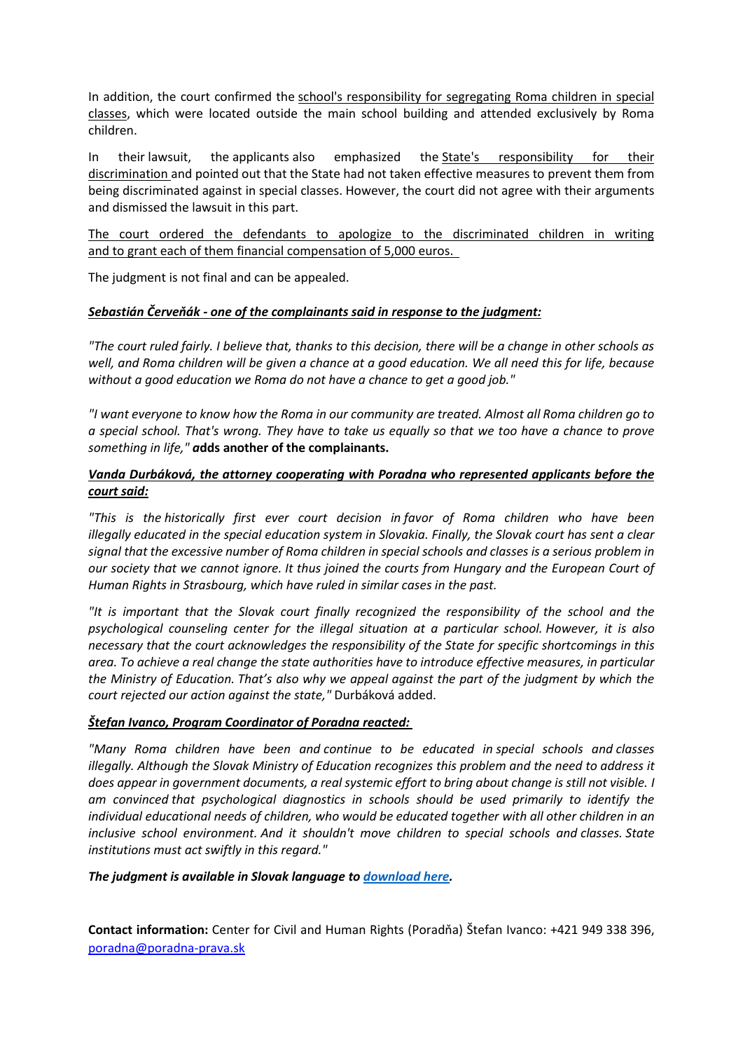In addition, the court confirmed the school's responsibility for segregating Roma children in special classes, which were located outside the main school building and attended exclusively by Roma children.

In their lawsuit, the applicants also emphasized the State's responsibility for their discrimination and pointed out that the State had not taken effective measures to prevent them from being discriminated against in special classes. However, the court did not agree with their arguments and dismissed the lawsuit in this part.

The court ordered the defendants to apologize to the discriminated children in writing and to grant each of them financial compensation of 5,000 euros.

The judgment is not final and can be appealed.

***Sebastián Červeňák - one of the complainants said in response to the judgment:***

*"The court ruled fairly. I believe that, thanks to this decision, there will be a change in other schools as well, and Roma children will be given a chance at a good education. We all need this for life, because without a good education we Roma do not have a chance to get a good job."*

*"I want everyone to know how the Roma in our community are treated. Almost all Roma children go to a special school. That's wrong. They have to take us equally so that we too have a chance to prove something in life,"* **adds another of the complainants.**

***Vanda Durbáková, the attorney cooperating with Poradna who represented applicants before the court said:***

*"This is the historically first ever court decision in favor of Roma children who have been illegally educated in the special education system in Slovakia. Finally, the Slovak court has sent a clear signal that the excessive number of Roma children in special schools and classes is a serious problem in our society that we cannot ignore. It thus joined the courts from Hungary and the European Court of Human Rights in Strasbourg, which have ruled in similar cases in the past.*

*"It is important that the Slovak court finally recognized the responsibility of the school and the psychological counseling center for the illegal situation at a particular school. However, it is also necessary that the court acknowledges the responsibility of the State for specific shortcomings in this area. To achieve a real change the state authorities have to introduce effective measures, in particular the Ministry of Education. That's also why we appeal against the part of the judgment by which the court rejected our action against the state,"* Durbáková added.

***Štefan Ivanco, Program Coordinator of Poradna reacted:***

*"Many Roma children have been and continue to be educated in special schools and classes illegally. Although the Slovak Ministry of Education recognizes this problem and the need to address it does appear in government documents, a real systemic effort to bring about change is still not visible. I am convinced that psychological diagnostics in schools should be used primarily to identify the individual educational needs of children, who would be educated together with all other children in an inclusive school environment. And it shouldn't move children to special schools and classes. State institutions must act swiftly in this regard."*

***The judgment is available in Slovak language to [download here](download here).***

**Contact information:** Center for Civil and Human Rights (Poradňa) Štefan Ivanco: +421 949 338 396, poradna@poradna-prava.sk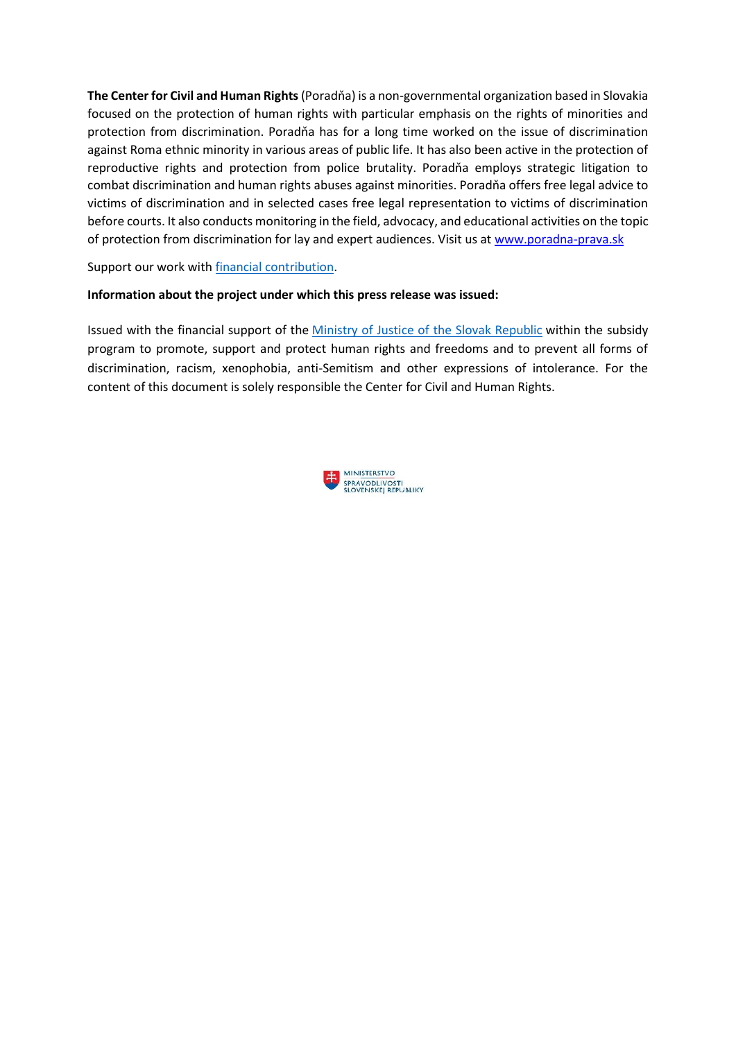**The Center for Civil and Human Rights** (Poradňa) is a non-governmental organization based in Slovakia focused on the protection of human rights with particular emphasis on the rights of minorities and protection from discrimination. Poradňa has for a long time worked on the issue of discrimination against Roma ethnic minority in various areas of public life. It has also been active in the protection of reproductive rights and protection from police brutality. Poradňa employs strategic litigation to combat discrimination and human rights abuses against minorities. Poradňa offers free legal advice to victims of discrimination and in selected cases free legal representation to victims of discrimination before courts. It also conducts monitoring in the field, advocacy, and educational activities on the topic of protection from discrimination for lay and expert audiences. Visit us at www.poradna-prava.sk

Support our work with financial contribution.

**Information about the project under which this press release was issued:**

Issued with the financial support of the Ministry of Justice of the Slovak Republic within the subsidy program to promote, support and protect human rights and freedoms and to prevent all forms of discrimination, racism, xenophobia, anti-Semitism and other expressions of intolerance. For the content of this document is solely responsible the Center for Civil and Human Rights.

MINISTERSTVO SPRAVODLIVOSTI SLOVENSKEJ REPUBLIKY